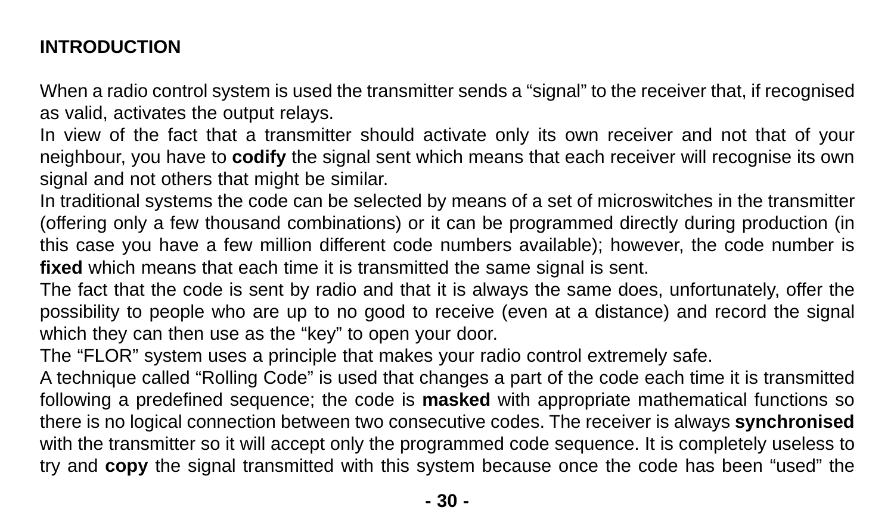## INTRODUCTION

When a radio control system is used the transmitter sends a “signal” to the receiver that, if recognised as valid, activates the output relays.

In view of the fact that a transmitter should activate only its own receiver and not that of your neighbour, you have to **codify** the signal sent which means that each receiver will recognise its own signal and not others that might be similar.

In traditional systems the code can be selected by means of a set of microswitches in the transmitter (offering only a few thousand combinations) or it can be programmed directly during production (in this case you have a few million different code numbers available); however, the code number is **fixed** which means that each time it is transmitted the same signal is sent.

The fact that the code is sent by radio and that it is always the same does, unfortunately, offer the possibility to people who are up to no good to receive (even at a distance) and record the signal which they can then use as the “key” to open your door.

The “FLOR” system uses a principle that makes your radio control extremely safe.

A technique called “Rolling Code” is used that changes a part of the code each time it is transmitted following a predefined sequence; the code is **masked** with appropriate mathematical functions so there is no logical connection between two consecutive codes. The receiver is always **synchronised** with the transmitter so it will accept only the programmed code sequence. It is completely useless to try and **copy** the signal transmitted with this system because once the code has been “used” the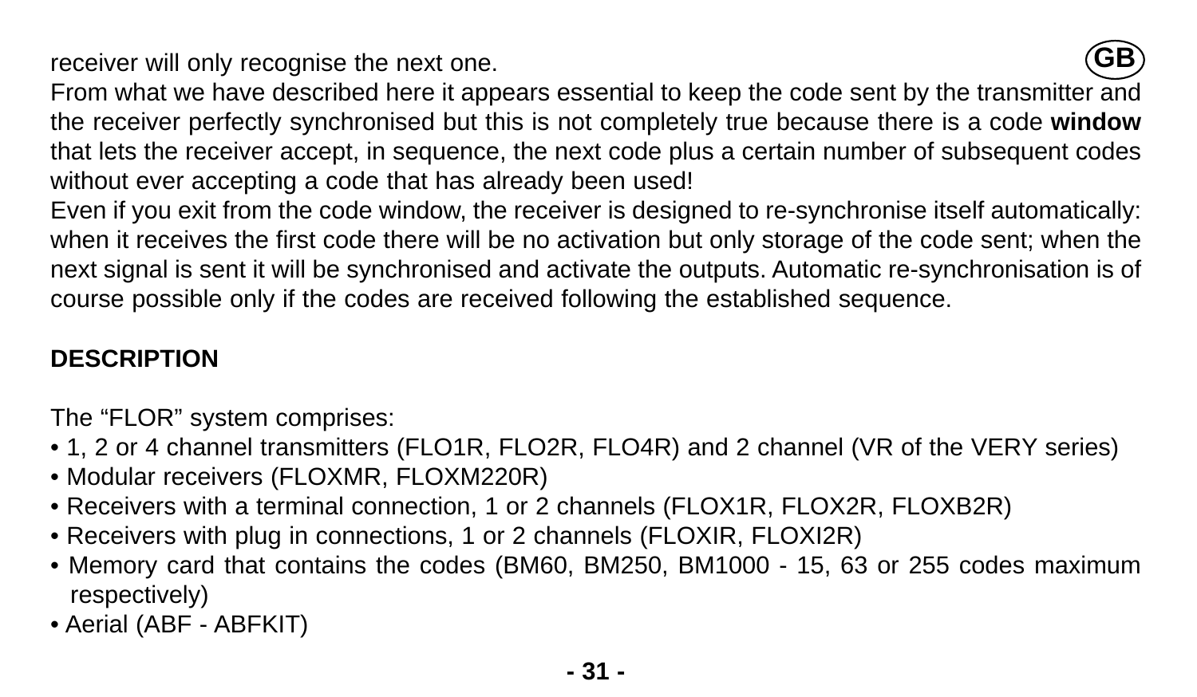receiver will only recognise the next one.
From what we have described here it appears essential to keep the code sent by the transmitter and the receiver perfectly synchronised but this is not completely true because there is a code **window** that lets the receiver accept, in sequence, the next code plus a certain number of subsequent codes without ever accepting a code that has already been used!
Even if you exit from the code window, the receiver is designed to re-synchronise itself automatically: when it receives the first code there will be no activation but only storage of the code sent; when the next signal is sent it will be synchronised and activate the outputs. Automatic re-synchronisation is of course possible only if the codes are received following the established sequence.

**DESCRIPTION**

The “FLOR” system comprises:

- 1, 2 or 4 channel transmitters (FLO1R, FLO2R, FLO4R) and 2 channel (VR of the VERY series)
- Modular receivers (FLOXMR, FLOXM220R)
- Receivers with a terminal connection, 1 or 2 channels (FLOX1R, FLOX2R, FLOXB2R)
- Receivers with plug in connections, 1 or 2 channels (FLOXIR, FLOXI2R)
- Memory card that contains the codes (BM60, BM250, BM1000 - 15, 63 or 255 codes maximum respectively)
- Aerial (ABF - ABFKIT)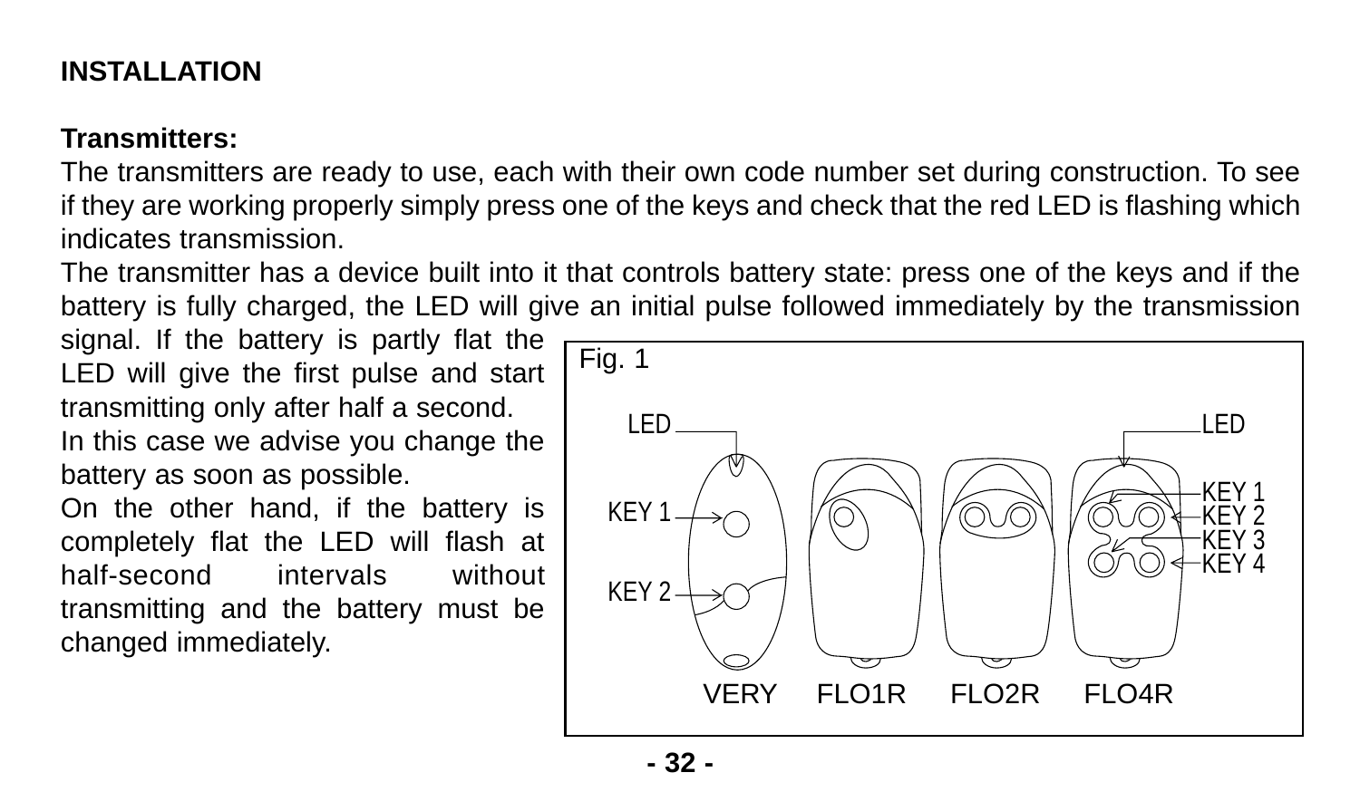**INSTALLATION**

**Transmitters:**

The transmitters are ready to use, each with their own code number set during construction. To see if they are working properly simply press one of the keys and check that the red LED is flashing which indicates transmission.

The transmitter has a device built into it that controls battery state: press one of the keys and if the battery is fully charged, the LED will give an initial pulse followed immediately by the transmission signal. If the battery is partly flat the LED will give the first pulse and start transmitting only after half a second.

In this case we advise you change the battery as soon as possible.

On the other hand, if the battery is completely flat the LED will flash at half-second intervals without transmitting and the battery must be changed immediately.

Fig. 1

LED | KEY 1 | KEY 2 | LED | KEY 1 | KEY 2 | KEY 3 | KEY 4

VERY FLO1R FLO2R FLO4R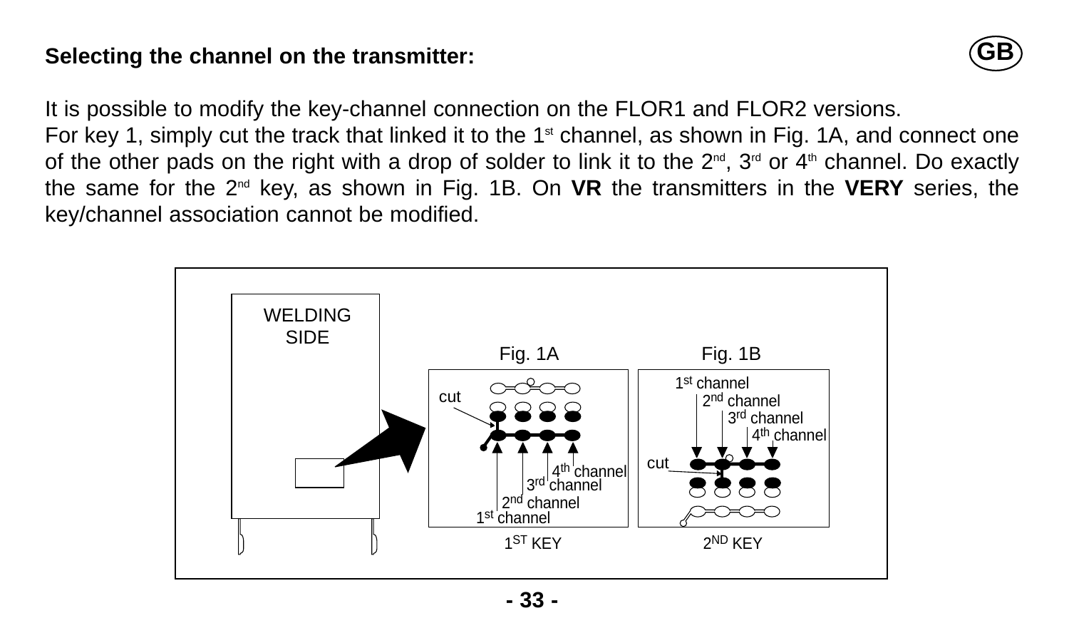## Selecting the channel on the transmitter:

It is possible to modify the key-channel connection on the FLOR1 and FLOR2 versions.
For key 1, simply cut the track that linked it to the 1st channel, as shown in Fig. 1A, and connect one of the other pads on the right with a drop of solder to link it to the 2nd, 3rd or 4th channel. Do exactly the same for the 2nd key, as shown in Fig. 1B. On **VR** the transmitters in the **VERY** series, the key/channel association cannot be modified.

WELDING SIDE

Fig. 1A

cut

4th channel
3rd channel
2nd channel
1st channel

1ST KEY

Fig. 1B

1st channel
2nd channel
3rd channel
4th channel

cut

2ND KEY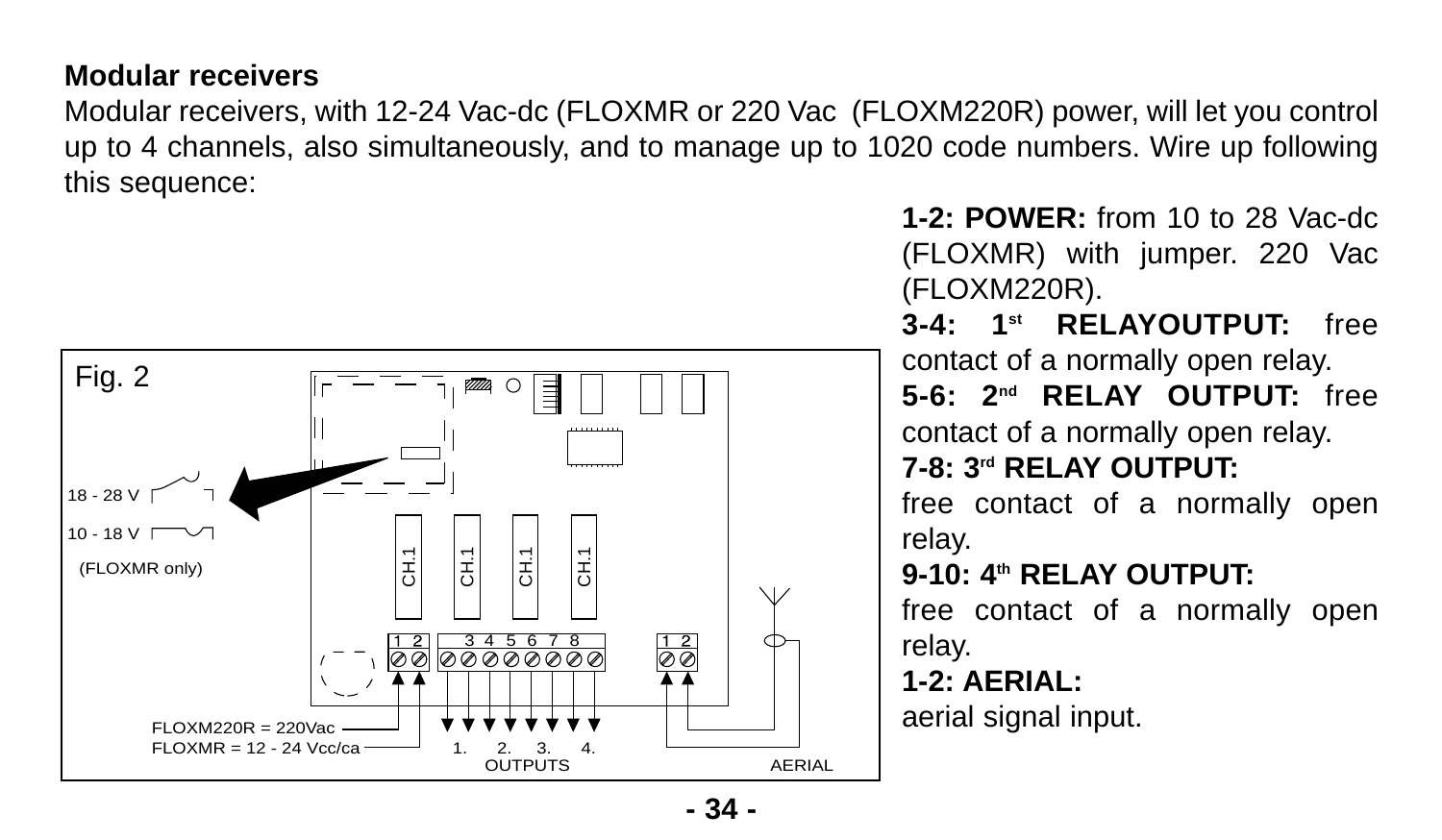**Modular receivers**

Modular receivers, with 12-24 Vac-dc (FLOXMR or 220 Vac (FLOXM220R) power, will let you control up to 4 channels, also simultaneously, and to manage up to 1020 code numbers. Wire up following this sequence:

Fig. 2

18 - 28 V

10 - 18 V

(FLOXMR only)

CH.1 CH.1 CH.1 CH.1

FLOXM220R = 220Vac

FLOXMR = 12 - 24 Vcc/ca

1. 2. 3. 4.
OUTPUTS

AERIAL

**1-2: POWER:** from 10 to 28 Vac-dc (FLOXMR) with jumper. 220 Vac (FLOXM220R).

**3-4: 1st RELAYOUTPUT:** free contact of a normally open relay.

**5-6: 2nd RELAY OUTPUT:** free contact of a normally open relay.

**7-8: 3rd RELAY OUTPUT:**
free contact of a normally open relay.

**9-10: 4th RELAY OUTPUT:**
free contact of a normally open relay.

**1-2: AERIAL:**
aerial signal input.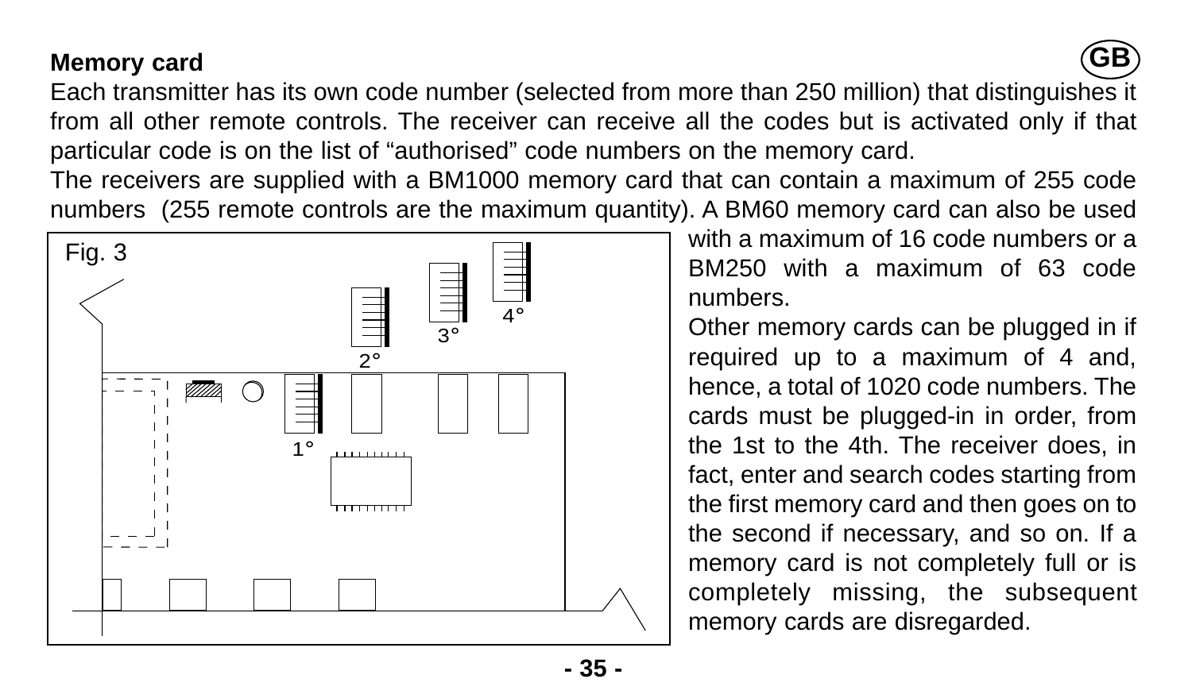**Memory card**

Each transmitter has its own code number (selected from more than 250 million) that distinguishes it from all other remote controls. The receiver can receive all the codes but is activated only if that particular code is on the list of "authorised" code numbers on the memory card.

The receivers are supplied with a BM1000 memory card that can contain a maximum of 255 code numbers (255 remote controls are the maximum quantity). A BM60 memory card can also be used with a maximum of 16 code numbers or a BM250 with a maximum of 63 code numbers.

Other memory cards can be plugged in if required up to a maximum of 4 and, hence, a total of 1020 code numbers. The cards must be plugged-in in order, from the 1st to the 4th. The receiver does, in fact, enter and search codes starting from the first memory card and then goes on to the second if necessary, and so on. If a memory card is not completely full or is completely missing, the subsequent memory cards are disregarded.

Fig. 3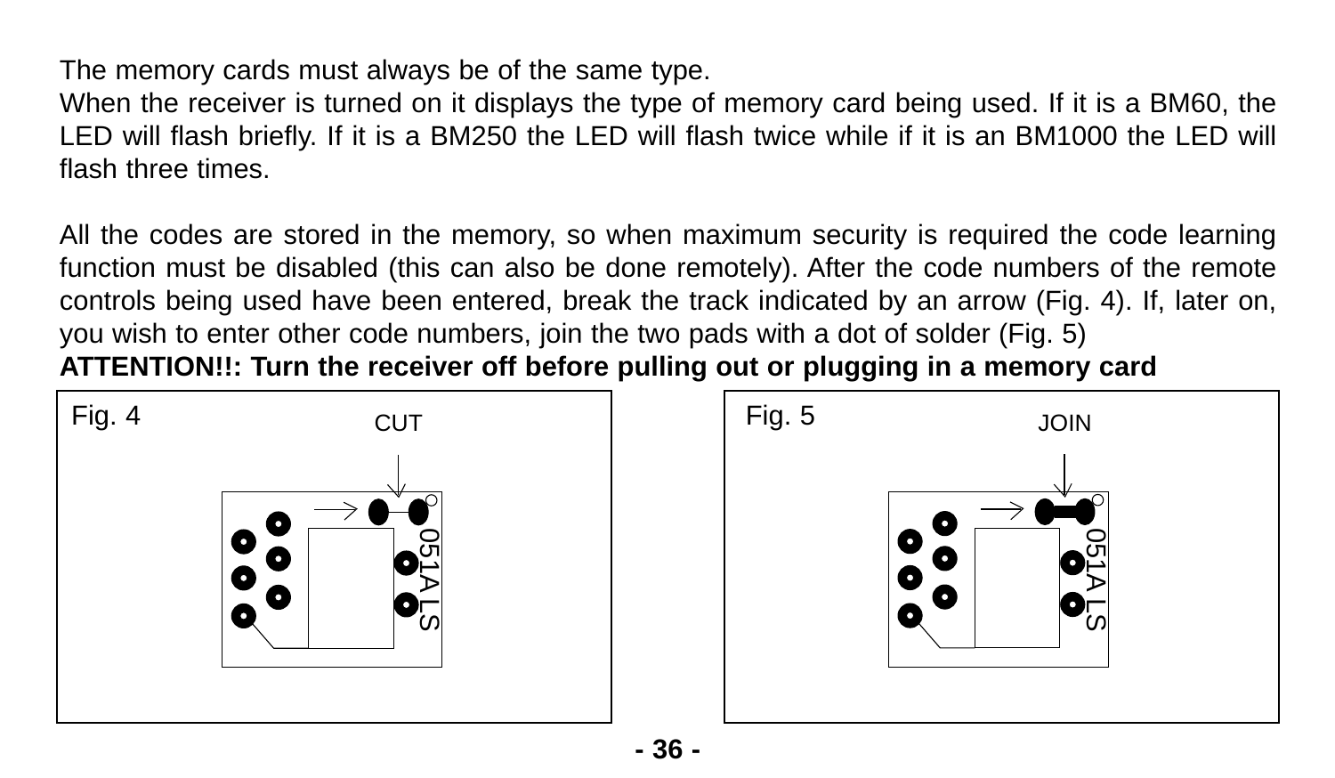The memory cards must always be of the same type.
When the receiver is turned on it displays the type of memory card being used. If it is a BM60, the LED will flash briefly. If it is a BM250 the LED will flash twice while if it is an BM1000 the LED will flash three times.

All the codes are stored in the memory, so when maximum security is required the code learning function must be disabled (this can also be done remotely). After the code numbers of the remote controls being used have been entered, break the track indicated by an arrow (Fig. 4). If, later on, you wish to enter other code numbers, join the two pads with a dot of solder (Fig. 5)

**ATTENTION!!: Turn the receiver off before pulling out or plugging in a memory card**

Fig. 4 CUT

051A LS

Fig. 5 JOIN

051A LS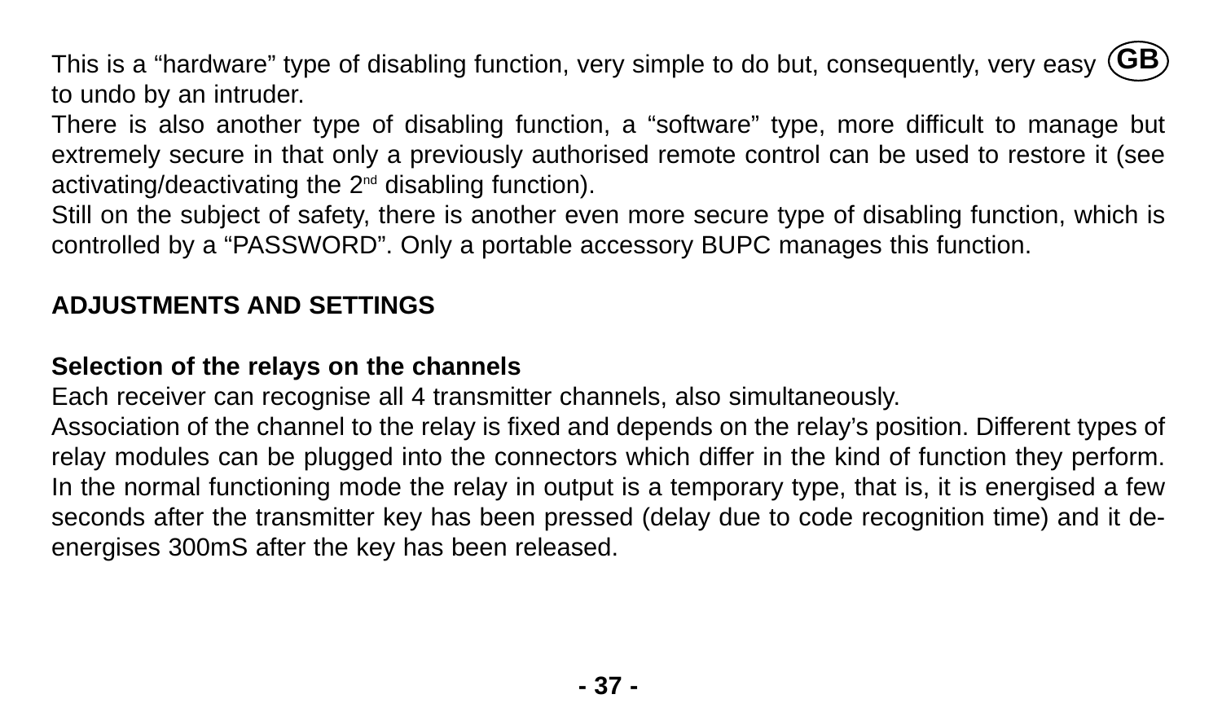This is a “hardware” type of disabling function, very simple to do but, consequently, very easy to undo by an intruder.

There is also another type of disabling function, a “software” type, more difficult to manage but extremely secure in that only a previously authorised remote control can be used to restore it (see activating/deactivating the 2nd disabling function).

Still on the subject of safety, there is another even more secure type of disabling function, which is controlled by a “PASSWORD”. Only a portable accessory BUPC manages this function.

## ADJUSTMENTS AND SETTINGS

### Selection of the relays on the channels

Each receiver can recognise all 4 transmitter channels, also simultaneously.

Association of the channel to the relay is fixed and depends on the relay’s position. Different types of relay modules can be plugged into the connectors which differ in the kind of function they perform.

In the normal functioning mode the relay in output is a temporary type, that is, it is energised a few seconds after the transmitter key has been pressed (delay due to code recognition time) and it de-energises 300mS after the key has been released.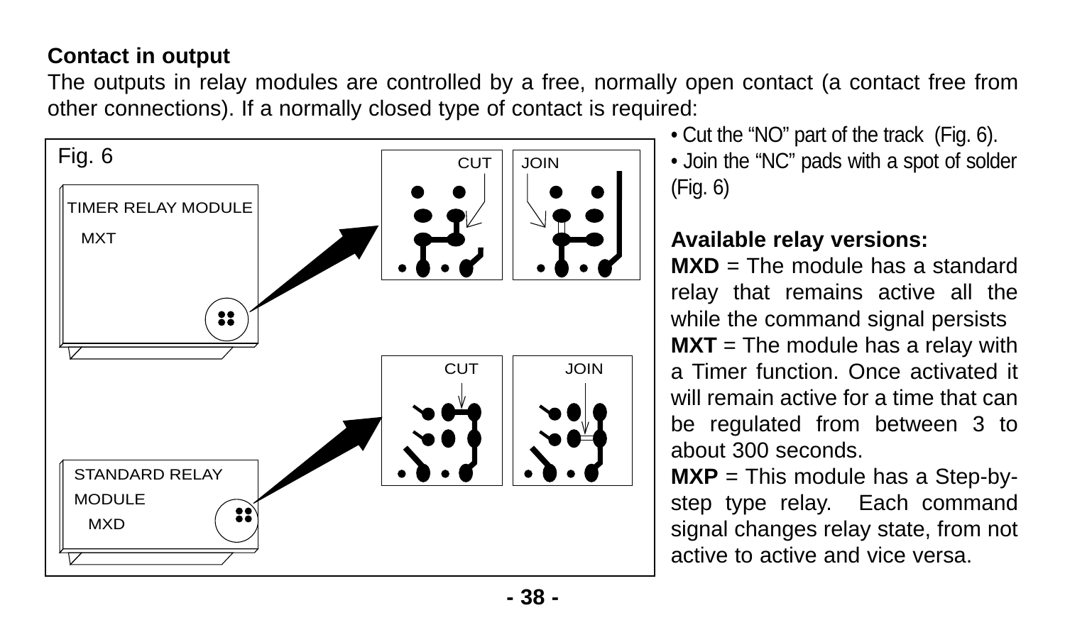**Contact in output**

The outputs in relay modules are controlled by a free, normally open contact (a contact free from other connections). If a normally closed type of contact is required:

- Cut the "NO" part of the track (Fig. 6).
- Join the "NC" pads with a spot of solder (Fig. 6)

Fig. 6

TIMER RELAY MODULE MXT

CUT JOIN

STANDARD RELAY MODULE MXD

CUT JOIN

**Available relay versions:**

**MXD** = The module has a standard relay that remains active all the while the command signal persists

**MXT** = The module has a relay with a Timer function. Once activated it will remain active for a time that can be regulated from between 3 to about 300 seconds.

**MXP** = This module has a Step-by-step type relay. Each command signal changes relay state, from not active to active and vice versa.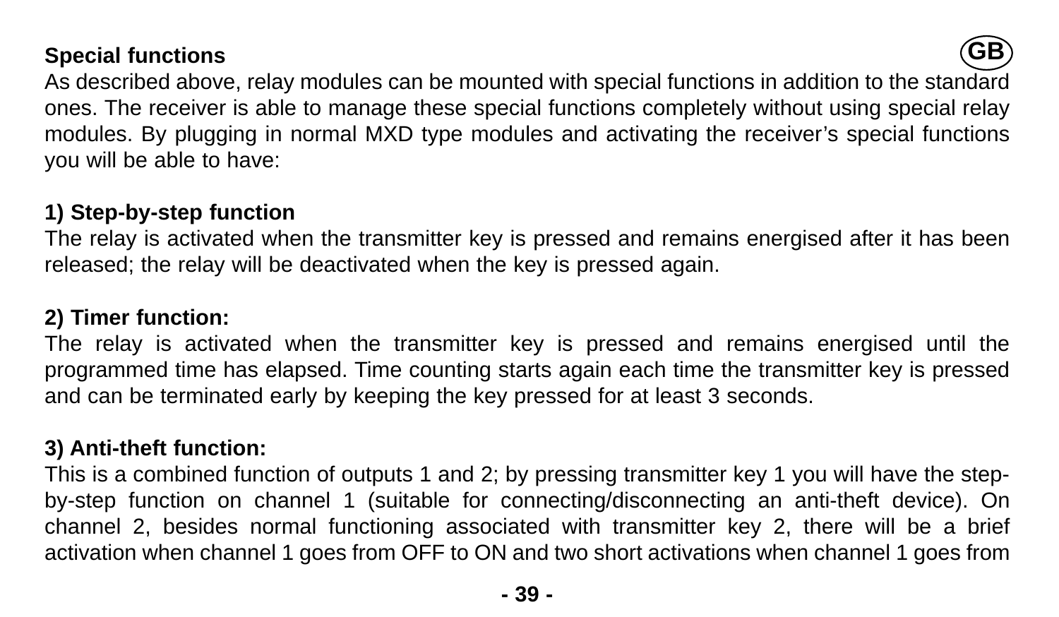**Special functions**

As described above, relay modules can be mounted with special functions in addition to the standard ones. The receiver is able to manage these special functions completely without using special relay modules. By plugging in normal MXD type modules and activating the receiver's special functions you will be able to have:

**1) Step-by-step function**

The relay is activated when the transmitter key is pressed and remains energised after it has been released; the relay will be deactivated when the key is pressed again.

**2) Timer function:**

The relay is activated when the transmitter key is pressed and remains energised until the programmed time has elapsed. Time counting starts again each time the transmitter key is pressed and can be terminated early by keeping the key pressed for at least 3 seconds.

**3) Anti-theft function:**

This is a combined function of outputs 1 and 2; by pressing transmitter key 1 you will have the step-by-step function on channel 1 (suitable for connecting/disconnecting an anti-theft device). On channel 2, besides normal functioning associated with transmitter key 2, there will be a brief activation when channel 1 goes from OFF to ON and two short activations when channel 1 goes from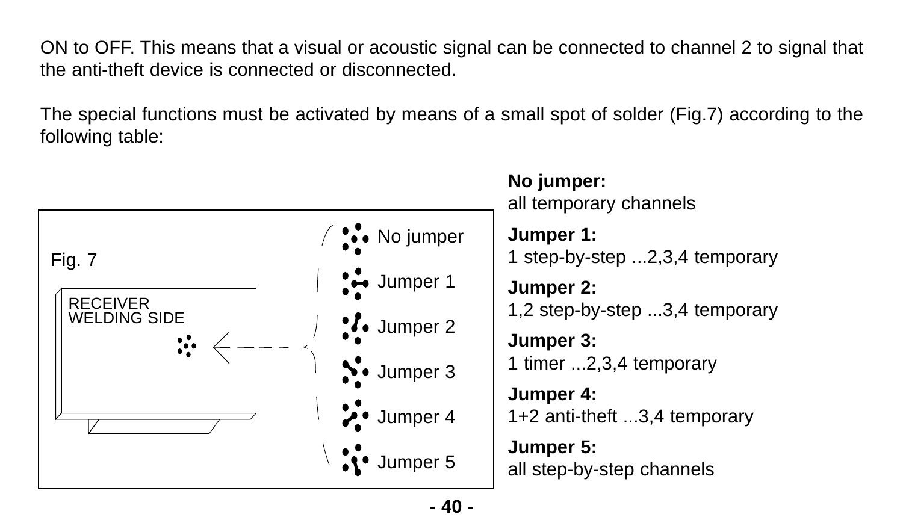ON to OFF. This means that a visual or acoustic signal can be connected to channel 2 to signal that the anti-theft device is connected or disconnected.

The special functions must be activated by means of a small spot of solder (Fig.7) according to the following table:

Fig. 7

RECEIVER WELDING SIDE

No jumper

Jumper 1

Jumper 2

Jumper 3

Jumper 4

Jumper 5

**No jumper:**
all temporary channels

**Jumper 1:**
1 step-by-step ...2,3,4 temporary

**Jumper 2:**
1,2 step-by-step ...3,4 temporary

**Jumper 3:**
1 timer ...2,3,4 temporary

**Jumper 4:**
1+2 anti-theft ...3,4 temporary

**Jumper 5:**
all step-by-step channels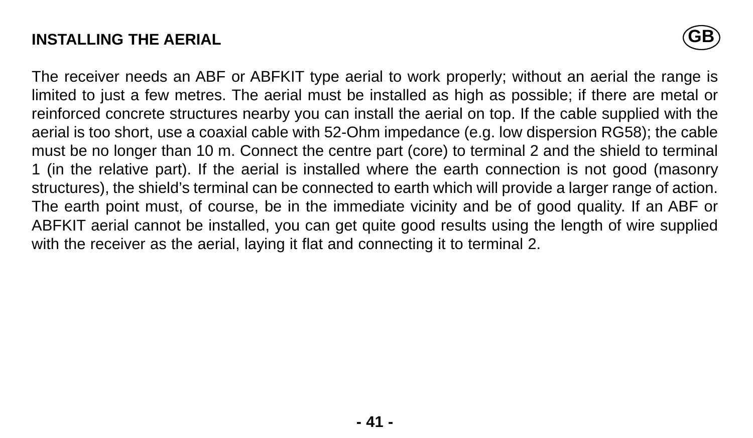## INSTALLING THE AERIAL

The receiver needs an ABF or ABFKIT type aerial to work properly; without an aerial the range is limited to just a few metres. The aerial must be installed as high as possible; if there are metal or reinforced concrete structures nearby you can install the aerial on top. If the cable supplied with the aerial is too short, use a coaxial cable with 52-Ohm impedance (e.g. low dispersion RG58); the cable must be no longer than 10 m. Connect the centre part (core) to terminal 2 and the shield to terminal 1 (in the relative part). If the aerial is installed where the earth connection is not good (masonry structures), the shield's terminal can be connected to earth which will provide a larger range of action. The earth point must, of course, be in the immediate vicinity and be of good quality. If an ABF or ABFKIT aerial cannot be installed, you can get quite good results using the length of wire supplied with the receiver as the aerial, laying it flat and connecting it to terminal 2.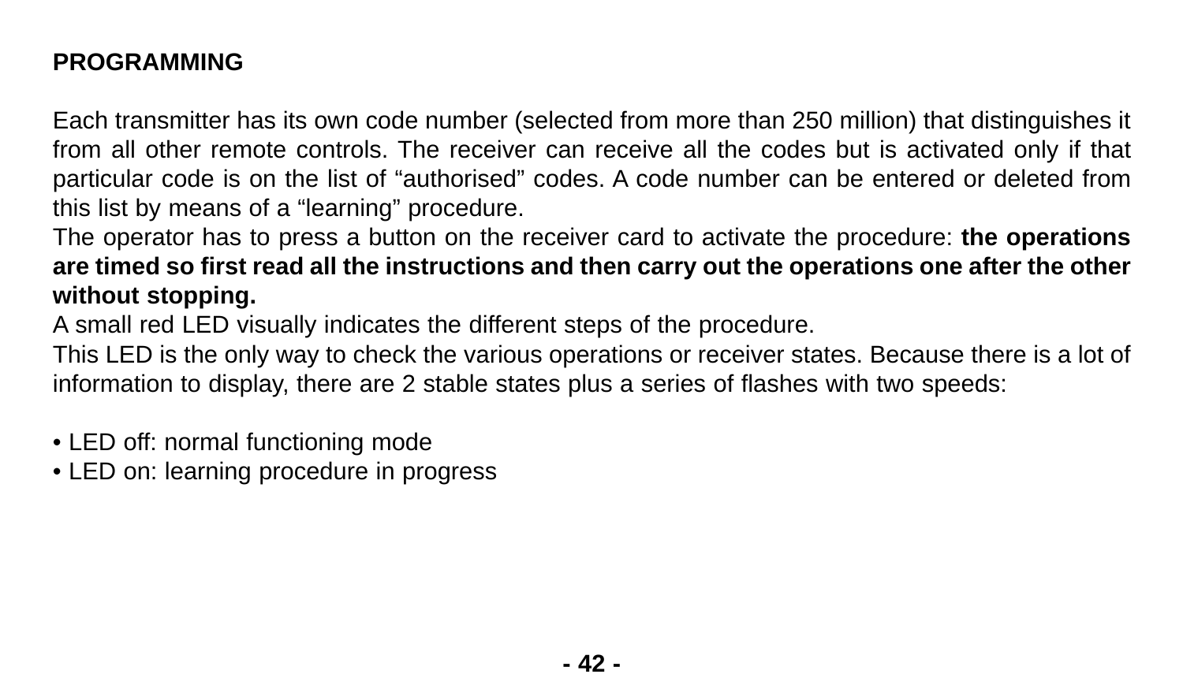## PROGRAMMING

Each transmitter has its own code number (selected from more than 250 million) that distinguishes it from all other remote controls. The receiver can receive all the codes but is activated only if that particular code is on the list of “authorised” codes. A code number can be entered or deleted from this list by means of a “learning” procedure.

The operator has to press a button on the receiver card to activate the procedure: **the operations are timed so first read all the instructions and then carry out the operations one after the other without stopping.**

A small red LED visually indicates the different steps of the procedure.

This LED is the only way to check the various operations or receiver states. Because there is a lot of information to display, there are 2 stable states plus a series of flashes with two speeds:

- LED off: normal functioning mode
- LED on: learning procedure in progress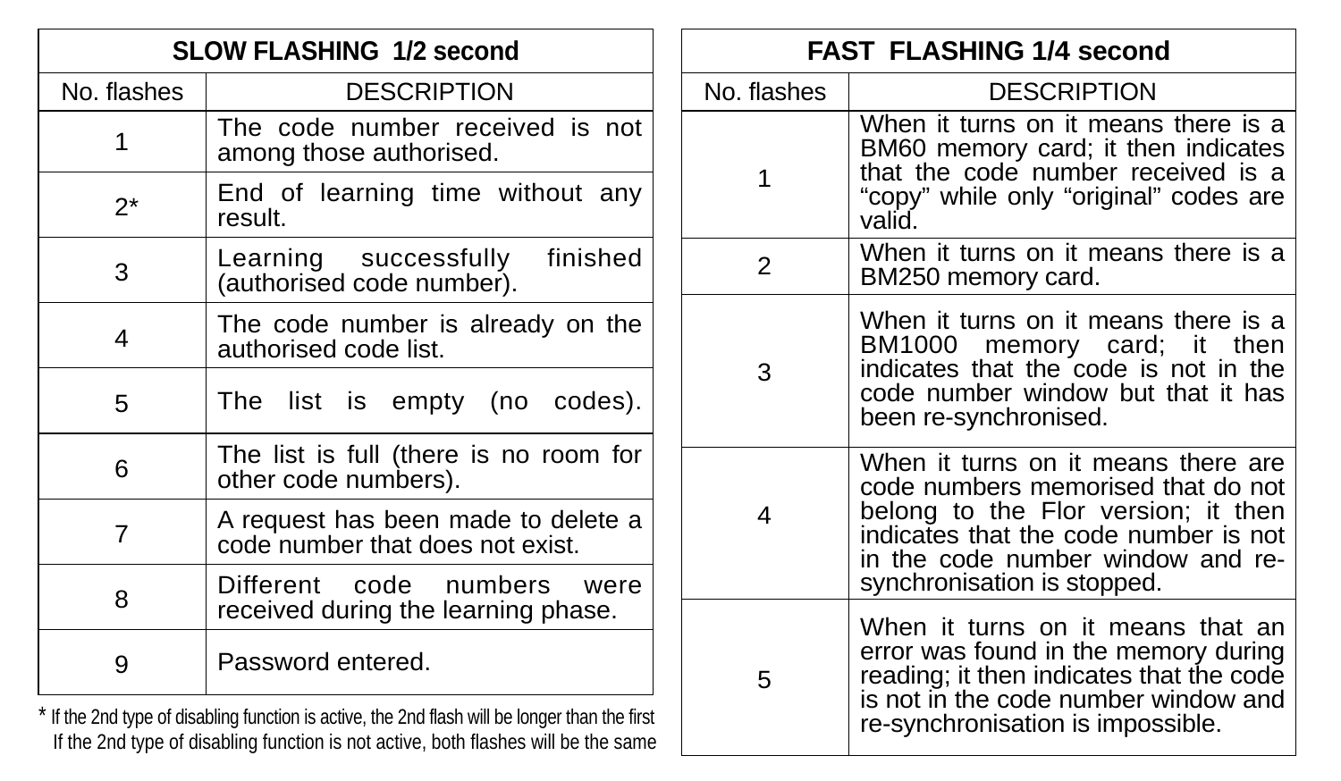| SLOW FLASHING 1/2 second | |
|---|---|
| No. flashes | DESCRIPTION |
| 1 | The code number received is not among those authorised. |
| 2* | End of learning time without any result. |
| 3 | Learning successfully finished (authorised code number). |
| 4 | The code number is already on the authorised code list. |
| 5 | The list is empty (no codes). |
| 6 | The list is full (there is no room for other code numbers). |
| 7 | A request has been made to delete a code number that does not exist. |
| 8 | Different code numbers were received during the learning phase. |
| 9 | Password entered. |

* If the 2nd type of disabling function is active, the 2nd flash will be longer than the first
  If the 2nd type of disabling function is not active, both flashes will be the same

| FAST FLASHING 1/4 second | |
|---|---|
| No. flashes | DESCRIPTION |
| 1 | When it turns on it means there is a BM60 memory card; it then indicates that the code number received is a “copy” while only “original” codes are valid. |
| 2 | When it turns on it means there is a BM250 memory card. |
| 3 | When it turns on it means there is a BM1000 memory card; it then indicates that the code is not in the code number window but that it has been re-synchronised. |
| 4 | When it turns on it means there are code numbers memorised that do not belong to the Flor version; it then indicates that the code number is not in the code number window and re-synchronisation is stopped. |
| 5 | When it turns on it means that an error was found in the memory during reading; it then indicates that the code is not in the code number window and re-synchronisation is impossible. |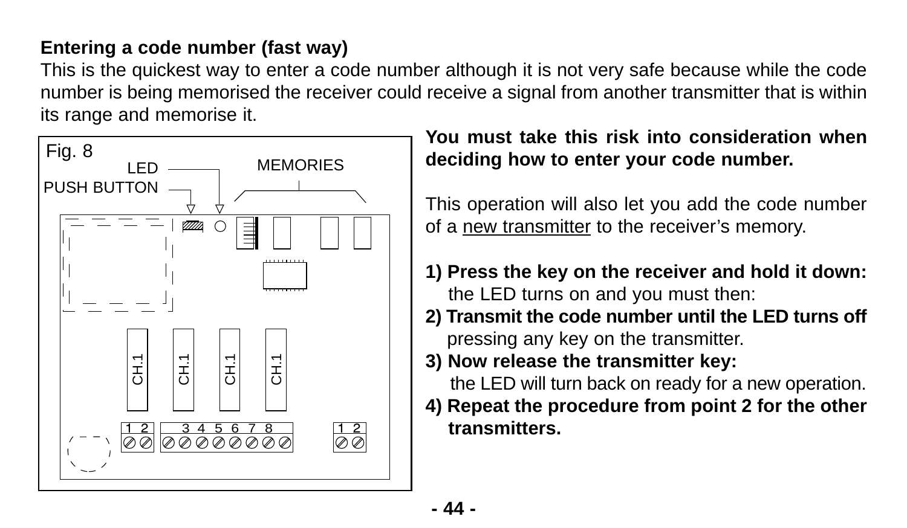**Entering a code number (fast way)**

This is the quickest way to enter a code number although it is not very safe because while the code number is being memorised the receiver could receive a signal from another transmitter that is within its range and memorise it.

**You must take this risk into consideration when deciding how to enter your code number.**

This operation will also let you add the code number of a new transmitter to the receiver's memory.

Fig. 8

LED

PUSH BUTTON

MEMORIES

**1) Press the key on the receiver and hold it down:** the LED turns on and you must then:

**2) Transmit the code number until the LED turns off** pressing any key on the transmitter.

**3) Now release the transmitter key:** the LED will turn back on ready for a new operation.

**4) Repeat the procedure from point 2 for the other transmitters.**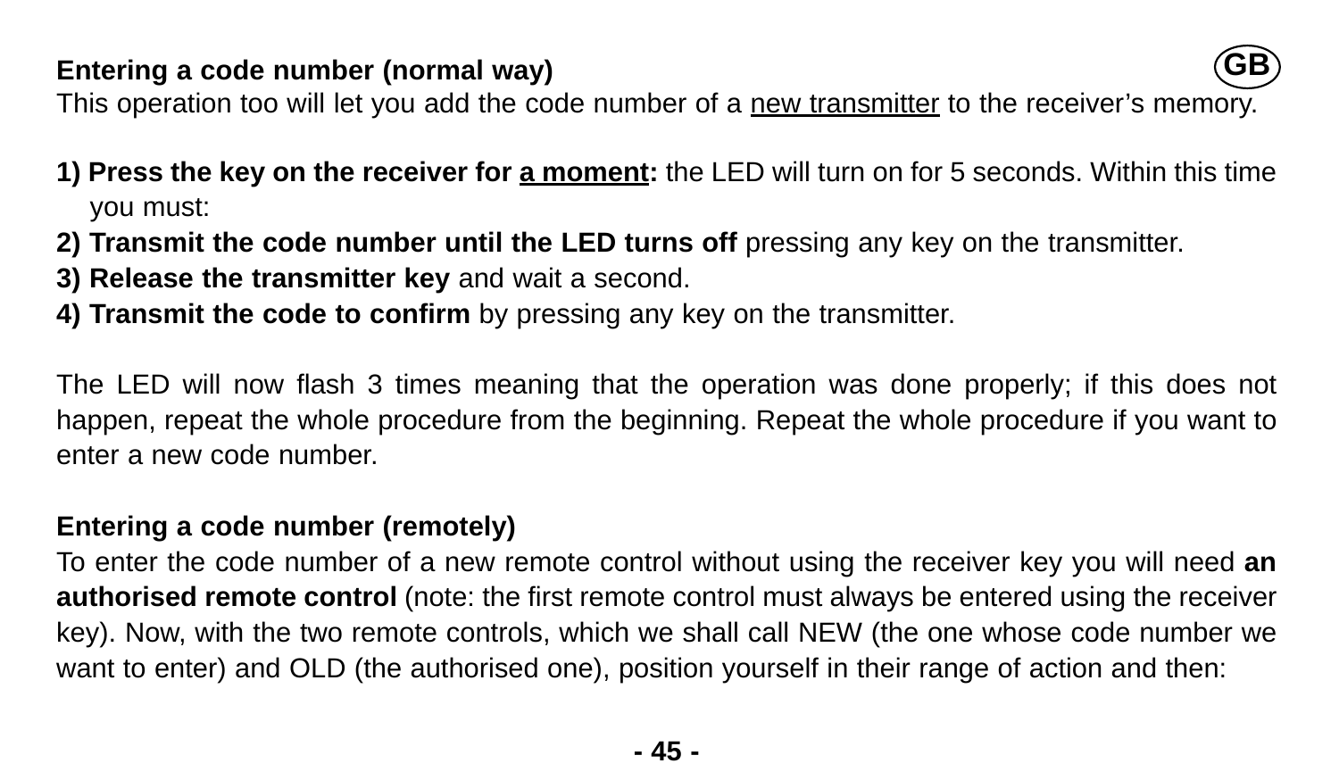**Entering a code number (normal way)**

This operation too will let you add the code number of a <u>new transmitter</u> to the receiver's memory.

1) **Press the key on the receiver for <u>a moment</u>:** the LED will turn on for 5 seconds. Within this time you must:
2) **Transmit the code number until the LED turns off** pressing any key on the transmitter.
3) **Release the transmitter key** and wait a second.
4) **Transmit the code to confirm** by pressing any key on the transmitter.

The LED will now flash 3 times meaning that the operation was done properly; if this does not happen, repeat the whole procedure from the beginning. Repeat the whole procedure if you want to enter a new code number.

**Entering a code number (remotely)**

To enter the code number of a new remote control without using the receiver key you will need **an authorised remote control** (note: the first remote control must always be entered using the receiver key). Now, with the two remote controls, which we shall call NEW (the one whose code number we want to enter) and OLD (the authorised one), position yourself in their range of action and then: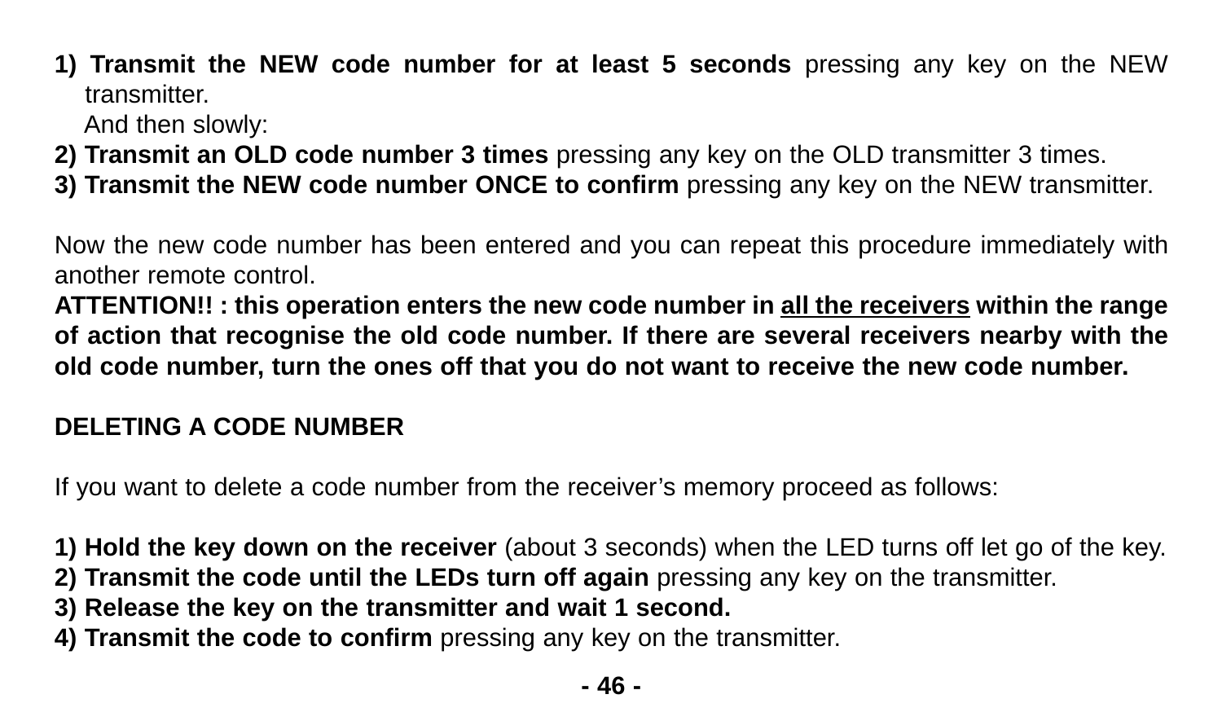1) **Transmit the NEW code number for at least 5 seconds** pressing any key on the NEW transmitter.
   And then slowly:
2) **Transmit an OLD code number 3 times** pressing any key on the OLD transmitter 3 times.
3) **Transmit the NEW code number ONCE to confirm** pressing any key on the NEW transmitter.

Now the new code number has been entered and you can repeat this procedure immediately with another remote control.
**ATTENTION!! : this operation enters the new code number in <u>all the receivers</u> within the range of action that recognise the old code number. If there are several receivers nearby with the old code number, turn the ones off that you do not want to receive the new code number.**

**DELETING A CODE NUMBER**

If you want to delete a code number from the receiver's memory proceed as follows:

1) **Hold the key down on the receiver** (about 3 seconds) when the LED turns off let go of the key.
2) **Transmit the code until the LEDs turn off again** pressing any key on the transmitter.
3) **Release the key on the transmitter and wait 1 second.**
4) **Transmit the code to confirm** pressing any key on the transmitter.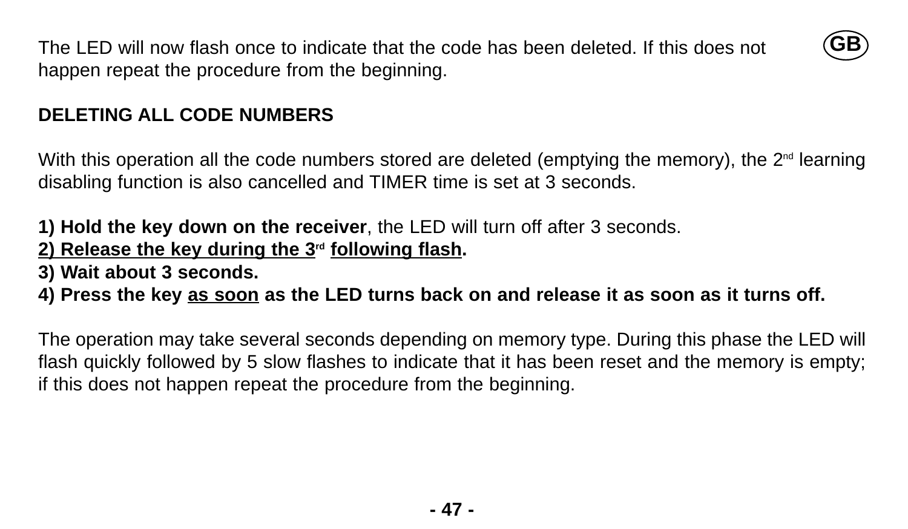The LED will now flash once to indicate that the code has been deleted. If this does not happen repeat the procedure from the beginning.

**DELETING ALL CODE NUMBERS**

With this operation all the code numbers stored are deleted (emptying the memory), the 2nd learning disabling function is also cancelled and TIMER time is set at 3 seconds.

**1) Hold the key down on the receiver**, the LED will turn off after 3 seconds.
**<u>2) Release the key during the 3rd following flash</u>.**
**3) Wait about 3 seconds.**
**4) Press the key <u>as soon</u> as the LED turns back on and release it as soon as it turns off.**

The operation may take several seconds depending on memory type. During this phase the LED will flash quickly followed by 5 slow flashes to indicate that it has been reset and the memory is empty; if this does not happen repeat the procedure from the beginning.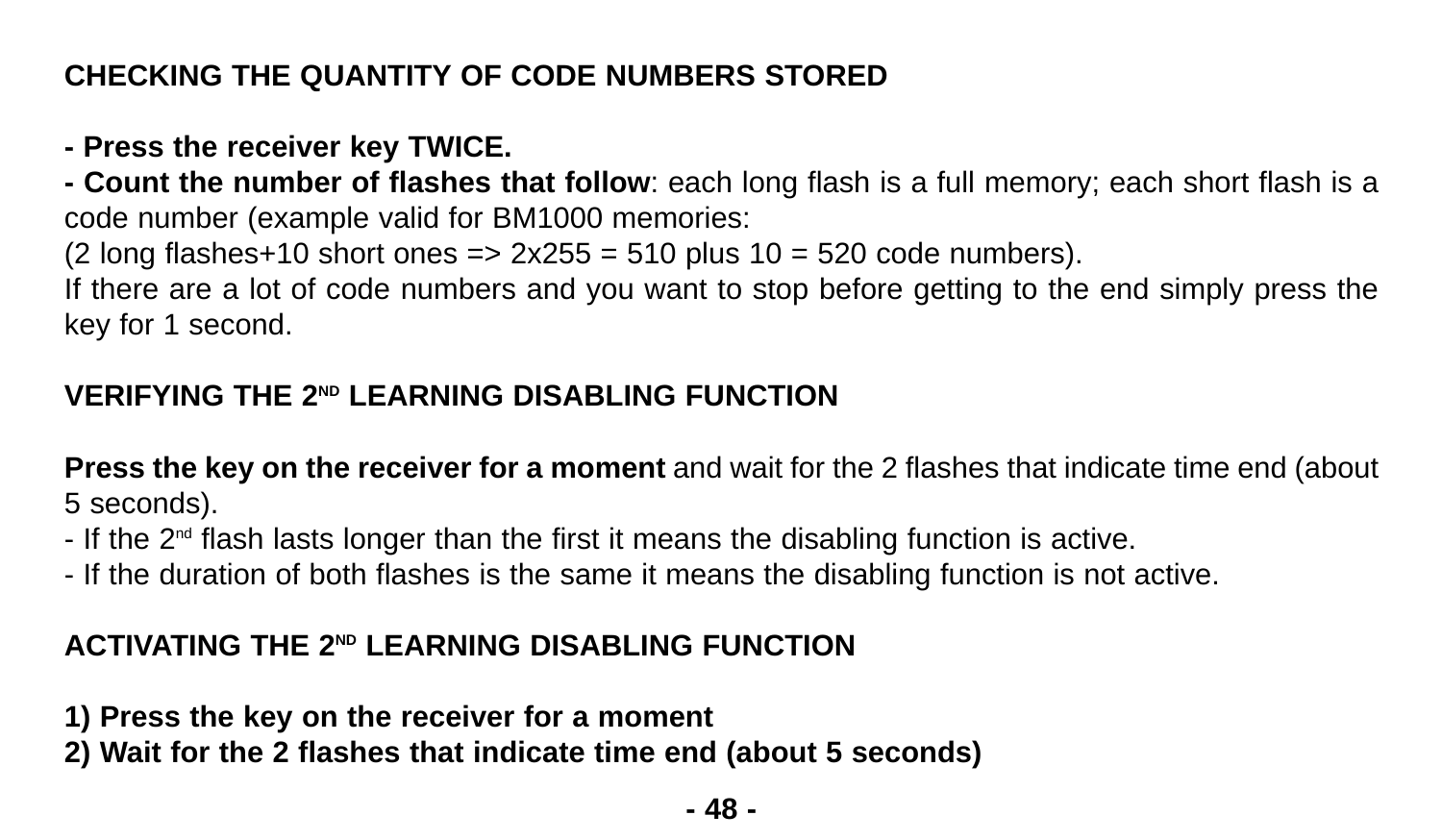## CHECKING THE QUANTITY OF CODE NUMBERS STORED

**- Press the receiver key TWICE.**
**- Count the number of flashes that follow**: each long flash is a full memory; each short flash is a code number (example valid for BM1000 memories:
(2 long flashes+10 short ones => 2x255 = 510 plus 10 = 520 code numbers).
If there are a lot of code numbers and you want to stop before getting to the end simply press the key for 1 second.

## VERIFYING THE 2ND LEARNING DISABLING FUNCTION

**Press the key on the receiver for a moment** and wait for the 2 flashes that indicate time end (about 5 seconds).
- If the 2nd flash lasts longer than the first it means the disabling function is active.
- If the duration of both flashes is the same it means the disabling function is not active.

## ACTIVATING THE 2ND LEARNING DISABLING FUNCTION

**1) Press the key on the receiver for a moment**
**2) Wait for the 2 flashes that indicate time end (about 5 seconds)**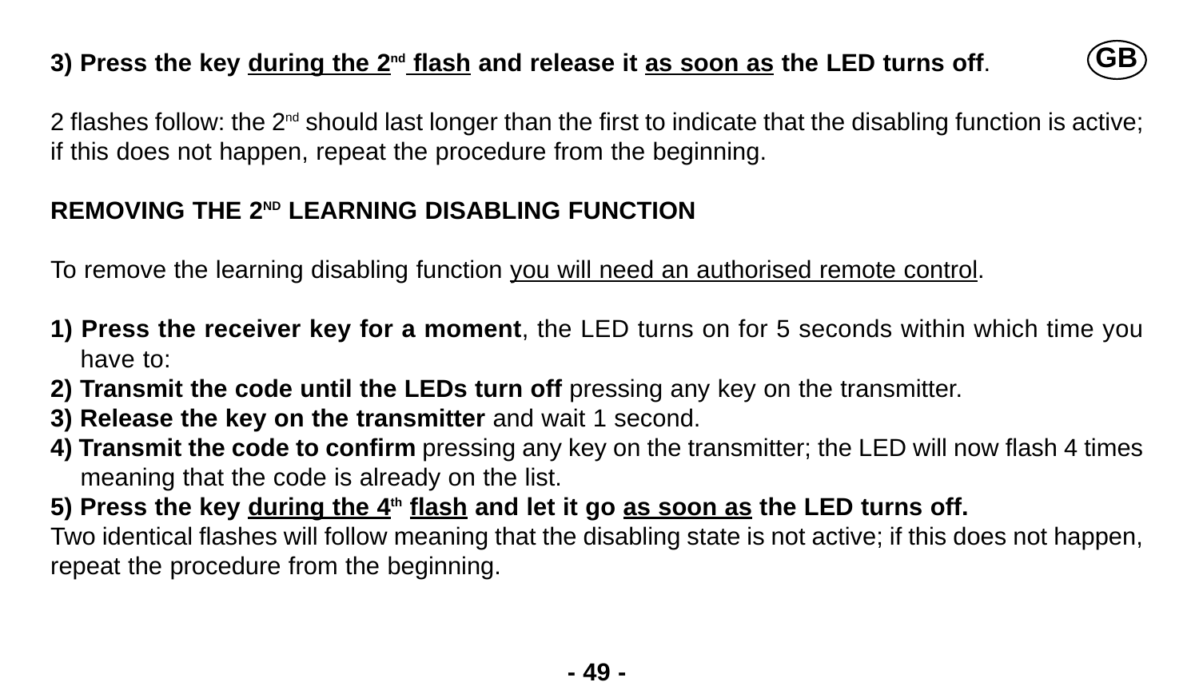**3) Press the key during the 2nd flash and release it as soon as the LED turns off.**

2 flashes follow: the 2nd should last longer than the first to indicate that the disabling function is active; if this does not happen, repeat the procedure from the beginning.

## REMOVING THE 2ND LEARNING DISABLING FUNCTION

To remove the learning disabling function you will need an authorised remote control.

**1) Press the receiver key for a moment**, the LED turns on for 5 seconds within which time you have to:
**2) Transmit the code until the LEDs turn off** pressing any key on the transmitter.
**3) Release the key on the transmitter** and wait 1 second.
**4) Transmit the code to confirm** pressing any key on the transmitter; the LED will now flash 4 times meaning that the code is already on the list.
**5) Press the key during the 4th flash and let it go as soon as the LED turns off.**
Two identical flashes will follow meaning that the disabling state is not active; if this does not happen, repeat the procedure from the beginning.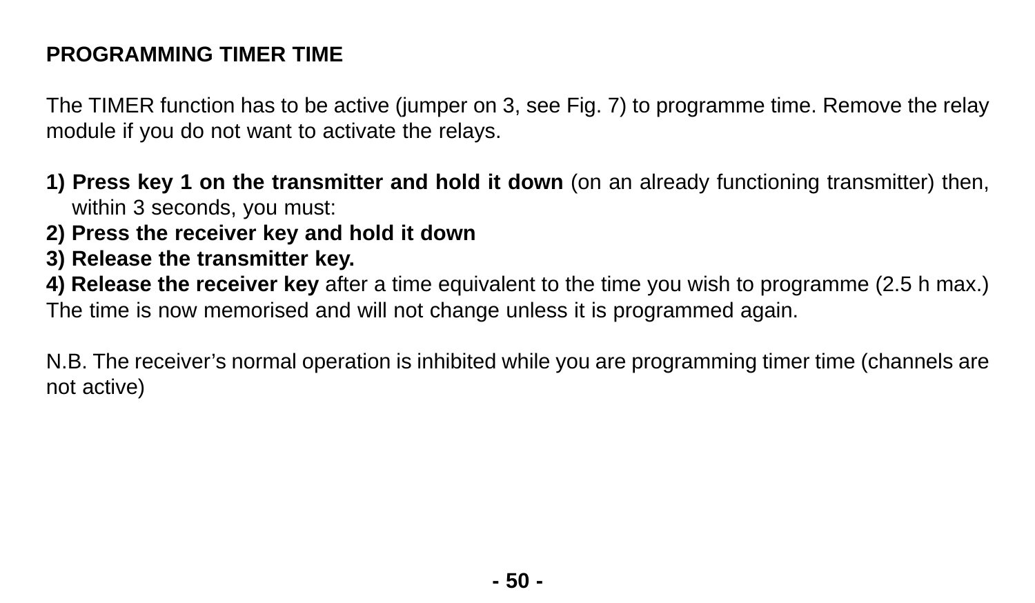**PROGRAMMING TIMER TIME**

The TIMER function has to be active (jumper on 3, see Fig. 7) to programme time. Remove the relay module if you do not want to activate the relays.

1) **Press key 1 on the transmitter and hold it down** (on an already functioning transmitter) then, within 3 seconds, you must:
2) **Press the receiver key and hold it down**
3) **Release the transmitter key.**
4) **Release the receiver key** after a time equivalent to the time you wish to programme (2.5 h max.)

The time is now memorised and will not change unless it is programmed again.

N.B. The receiver’s normal operation is inhibited while you are programming timer time (channels are not active)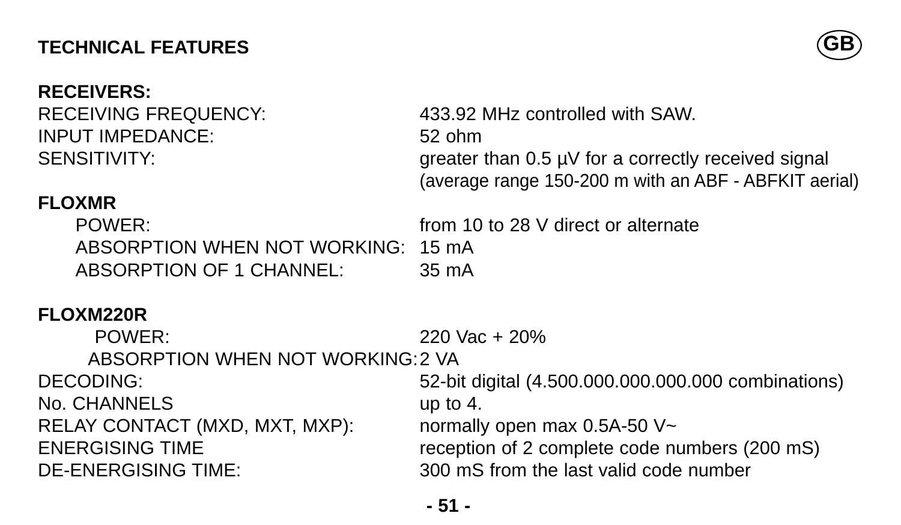## TECHNICAL FEATURES

GB

**RECEIVERS:**

| | |
|---|---|
| RECEIVING FREQUENCY: | 433.92 MHz controlled with SAW. |
| INPUT IMPEDANCE: | 52 ohm |
| SENSITIVITY: | greater than 0.5 µV for a correctly received signal (average range 150-200 m with an ABF - ABFKIT aerial) |

**FLOXMR**

| | |
|---|---|
| POWER: | from 10 to 28 V direct or alternate |
| ABSORPTION WHEN NOT WORKING: | 15 mA |
| ABSORPTION OF 1 CHANNEL: | 35 mA |

**FLOXM220R**

| | |
|---|---|
| POWER: | 220 Vac + 20% |
| ABSORPTION WHEN NOT WORKING: | 2 VA |
| DECODING: | 52-bit digital (4.500.000.000.000.000 combinations) |
| No. CHANNELS | up to 4. |
| RELAY CONTACT (MXD, MXT, MXP): | normally open max 0.5A-50 V~ |
| ENERGISING TIME | reception of 2 complete code numbers (200 mS) |
| DE-ENERGISING TIME: | 300 mS from the last valid code number |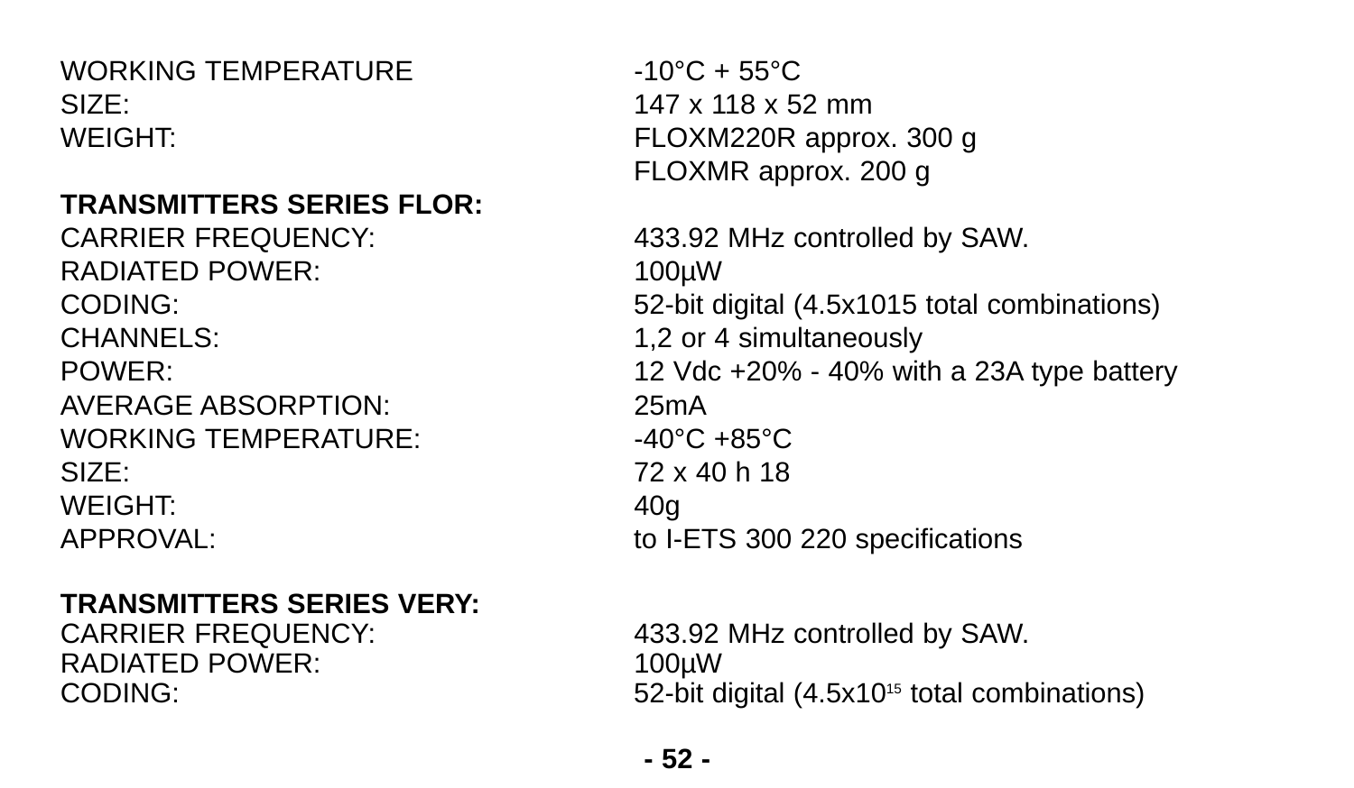| | |
|---|---|
| WORKING TEMPERATURE | -10°C + 55°C |
| SIZE: | 147 x 118 x 52 mm |
| WEIGHT: | FLOXM220R approx. 300 g<br>FLOXMR approx. 200 g |

**TRANSMITTERS SERIES FLOR:**

| | |
|---|---|
| CARRIER FREQUENCY: | 433.92 MHz controlled by SAW. |
| RADIATED POWER: | 100µW |
| CODING: | 52-bit digital (4.5x1015 total combinations) |
| CHANNELS: | 1,2 or 4 simultaneously |
| POWER: | 12 Vdc +20% - 40% with a 23A type battery |
| AVERAGE ABSORPTION: | 25mA |
| WORKING TEMPERATURE: | -40°C +85°C |
| SIZE: | 72 x 40 h 18 |
| WEIGHT: | 40g |
| APPROVAL: | to I-ETS 300 220 specifications |

**TRANSMITTERS SERIES VERY:**

| | |
|---|---|
| CARRIER FREQUENCY: | 433.92 MHz controlled by SAW. |
| RADIATED POWER: | 100µW |
| CODING: | 52-bit digital (4.5x$10^{15}$ total combinations) |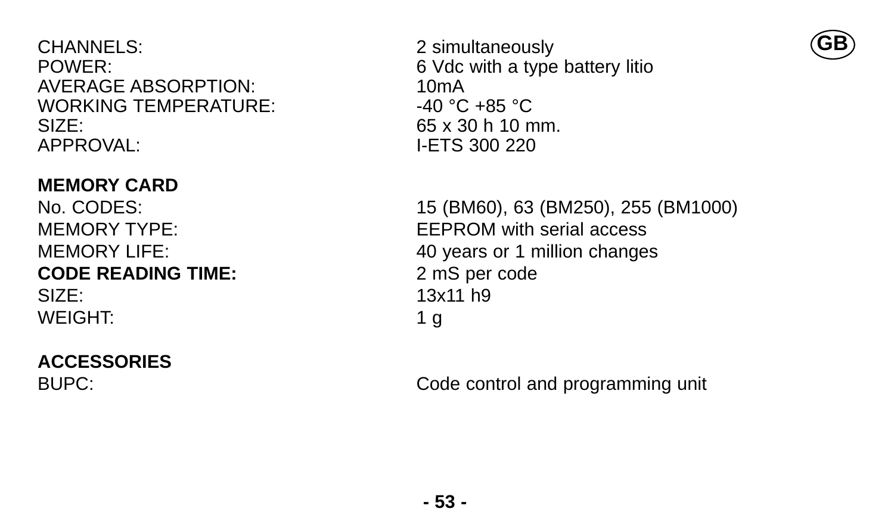| | |
|---|---|
| CHANNELS: | 2 simultaneously |
| POWER: | 6 Vdc with a type battery litio |
| AVERAGE ABSORPTION: | 10mA |
| WORKING TEMPERATURE: | -40 °C +85 °C |
| SIZE: | 65 x 30 h 10 mm. |
| APPROVAL: | I-ETS 300 220 |

**MEMORY CARD**

| | |
|---|---|
| No. CODES: | 15 (BM60), 63 (BM250), 255 (BM1000) |
| MEMORY TYPE: | EEPROM with serial access |
| MEMORY LIFE: | 40 years or 1 million changes |
| **CODE READING TIME:** | 2 mS per code |
| SIZE: | 13x11 h9 |
| WEIGHT: | 1 g |

**ACCESSORIES**

| | |
|---|---|
| BUPC: | Code control and programming unit |